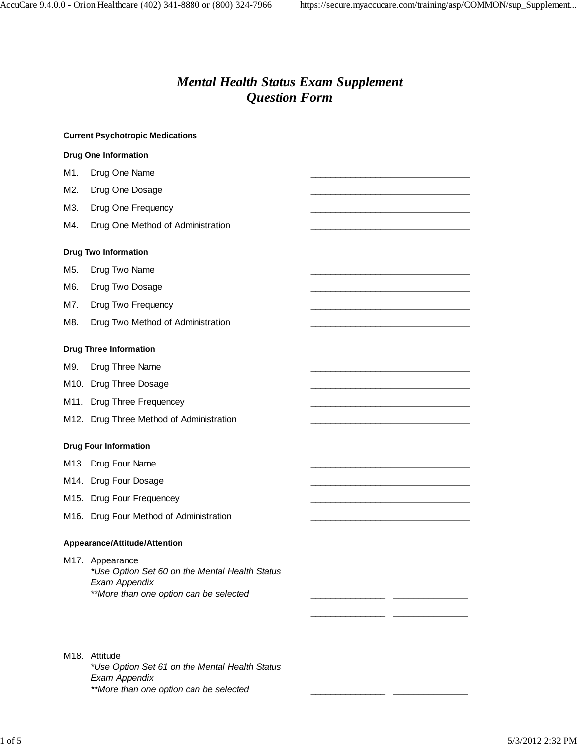# *Mental Health Status Exam Supplement*
# *Question Form*

**Current Psychotropic Medications**

**Drug One Information**

M1. Drug One Name ________________________________

M2. Drug One Dosage ________________________________

M3. Drug One Frequency ________________________________

M4. Drug One Method of Administration ________________________________

**Drug Two Information**

M5. Drug Two Name ________________________________

M6. Drug Two Dosage ________________________________

M7. Drug Two Frequency ________________________________

M8. Drug Two Method of Administration ________________________________

**Drug Three Information**

M9. Drug Three Name ________________________________

M10. Drug Three Dosage ________________________________

M11. Drug Three Frequencey ________________________________

M12. Drug Three Method of Administration ________________________________

**Drug Four Information**

M13. Drug Four Name ________________________________

M14. Drug Four Dosage ________________________________

M15. Drug Four Frequencey ________________________________

M16. Drug Four Method of Administration ________________________________

**Appearance/Attitude/Attention**

M17. Appearance
*\*Use Option Set 60 on the Mental Health Status Exam Appendix*
*\*\*More than one option can be selected* _______________ _______________

_______________ _______________

M18. Attitude
*\*Use Option Set 61 on the Mental Health Status Exam Appendix*
*\*\*More than one option can be selected* _______________ _______________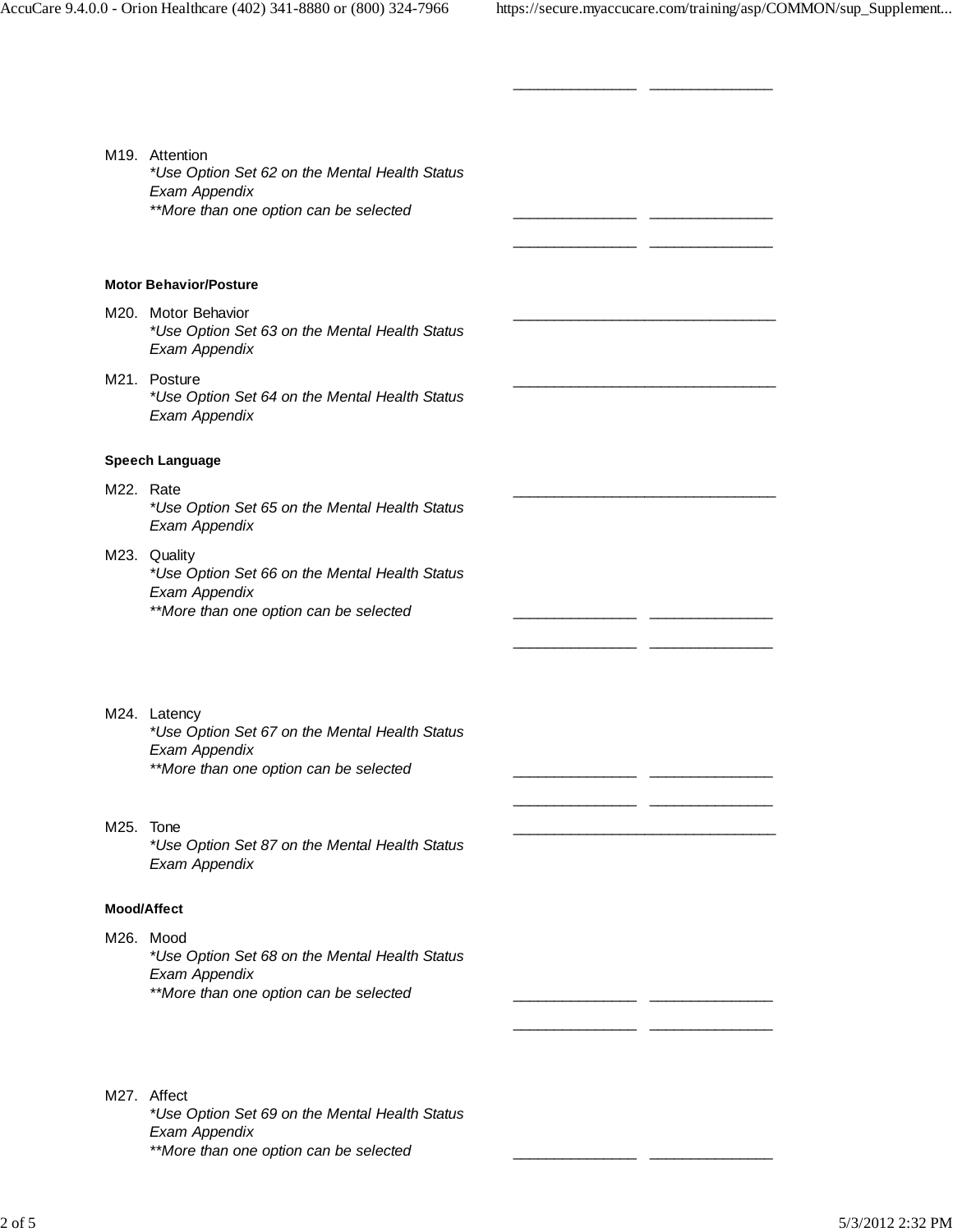_______________ _______________

M19. Attention
*Use Option Set 62 on the Mental Health Status Exam Appendix
**More than one option can be selected

_______________ _______________

_______________ _______________

**Motor Behavior/Posture**

M20. Motor Behavior
*Use Option Set 63 on the Mental Health Status Exam Appendix

________________________________

M21. Posture
*Use Option Set 64 on the Mental Health Status Exam Appendix

________________________________

**Speech Language**

M22. Rate
*Use Option Set 65 on the Mental Health Status Exam Appendix

________________________________

M23. Quality
*Use Option Set 66 on the Mental Health Status Exam Appendix
**More than one option can be selected

_______________ _______________

_______________ _______________

M24. Latency
*Use Option Set 67 on the Mental Health Status Exam Appendix
**More than one option can be selected

_______________ _______________

_______________ _______________

M25. Tone
*Use Option Set 87 on the Mental Health Status Exam Appendix

________________________________

**Mood/Affect**

M26. Mood
*Use Option Set 68 on the Mental Health Status Exam Appendix
**More than one option can be selected

_______________ _______________

_______________ _______________

M27. Affect
*Use Option Set 69 on the Mental Health Status Exam Appendix
**More than one option can be selected

_______________ _______________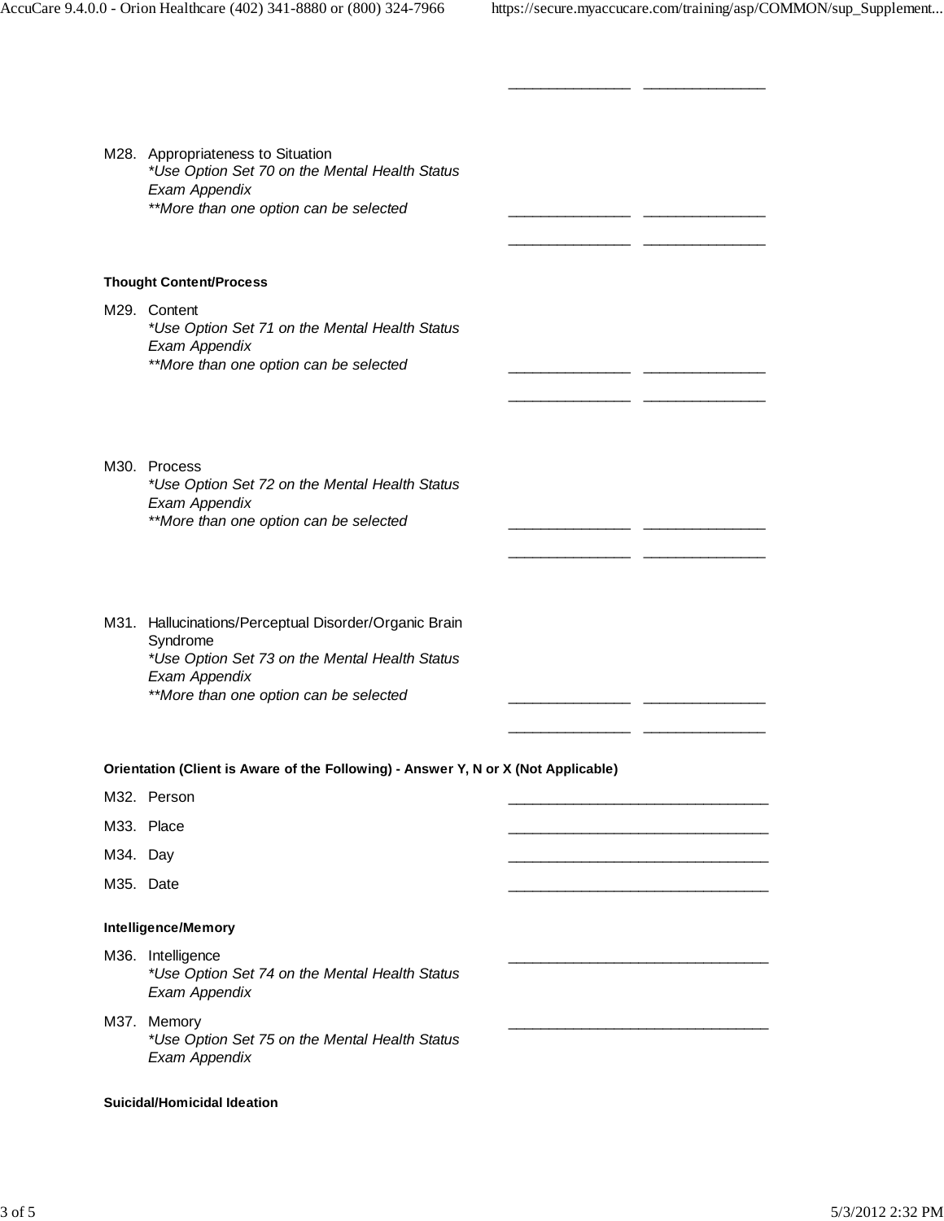M28. Appropriateness to Situation
*Use Option Set 70 on the Mental Health Status Exam Appendix*
*\*\*More than one option can be selected*

______________ ______________

______________ ______________

**Thought Content/Process**

M29. Content
*Use Option Set 71 on the Mental Health Status Exam Appendix*
*\*\*More than one option can be selected*

______________ ______________

______________ ______________

M30. Process
*Use Option Set 72 on the Mental Health Status Exam Appendix*
*\*\*More than one option can be selected*

______________ ______________

______________ ______________

M31. Hallucinations/Perceptual Disorder/Organic Brain Syndrome
*Use Option Set 73 on the Mental Health Status Exam Appendix*
*\*\*More than one option can be selected*

______________ ______________

______________ ______________

**Orientation (Client is Aware of the Following) - Answer Y, N or X (Not Applicable)**

M32. Person ______________________________

M33. Place ______________________________

M34. Day ______________________________

M35. Date ______________________________

**Intelligence/Memory**

M36. Intelligence
*Use Option Set 74 on the Mental Health Status Exam Appendix*
______________________________

M37. Memory
*Use Option Set 75 on the Mental Health Status Exam Appendix*
______________________________

**Suicidal/Homicidal Ideation**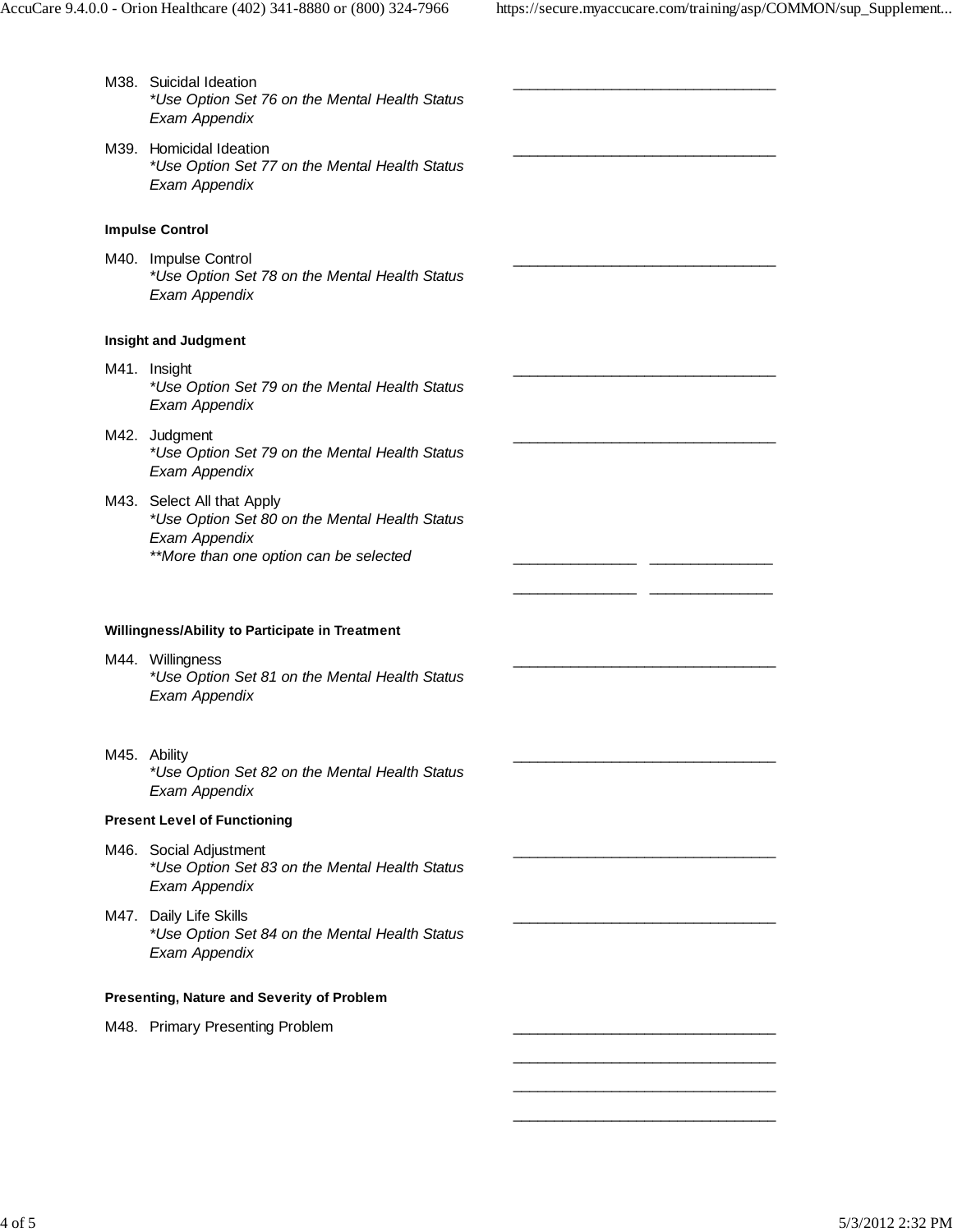M38. Suicidal Ideation _______________________________
*Use Option Set 76 on the Mental Health Status Exam Appendix*

M39. Homicidal Ideation _______________________________
*Use Option Set 77 on the Mental Health Status Exam Appendix*

**Impulse Control**

M40. Impulse Control _______________________________
*Use Option Set 78 on the Mental Health Status Exam Appendix*

**Insight and Judgment**

M41. Insight _______________________________
*Use Option Set 79 on the Mental Health Status Exam Appendix*

M42. Judgment _______________________________
*Use Option Set 79 on the Mental Health Status Exam Appendix*

M43. Select All that Apply
*Use Option Set 80 on the Mental Health Status Exam Appendix*
***More than one option can be selected* ______________ ______________

______________ ______________

**Willingness/Ability to Participate in Treatment**

M44. Willingness _______________________________
*Use Option Set 81 on the Mental Health Status Exam Appendix*

M45. Ability _______________________________
*Use Option Set 82 on the Mental Health Status Exam Appendix*

**Present Level of Functioning**

M46. Social Adjustment _______________________________
*Use Option Set 83 on the Mental Health Status Exam Appendix*

M47. Daily Life Skills _______________________________
*Use Option Set 84 on the Mental Health Status Exam Appendix*

**Presenting, Nature and Severity of Problem**

M48. Primary Presenting Problem _______________________________

_______________________________

_______________________________

_______________________________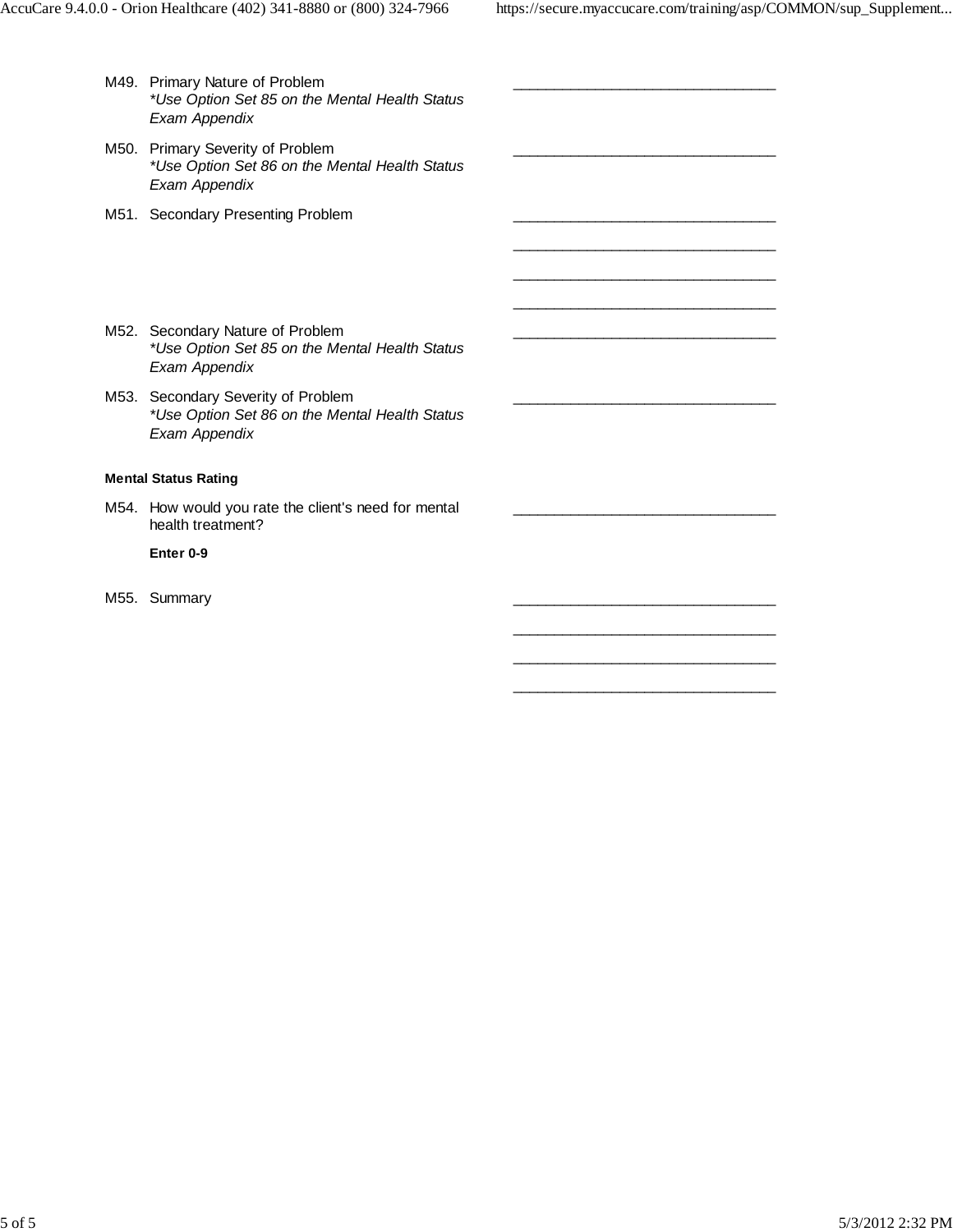M49. Primary Nature of Problem
*Use Option Set 85 on the Mental Health Status Exam Appendix* \_\_\_\_\_\_\_\_\_\_\_\_\_\_\_\_\_\_\_\_\_\_\_\_\_\_\_\_\_\_\_\_

M50. Primary Severity of Problem
*Use Option Set 86 on the Mental Health Status Exam Appendix* \_\_\_\_\_\_\_\_\_\_\_\_\_\_\_\_\_\_\_\_\_\_\_\_\_\_\_\_\_\_\_\_

M51. Secondary Presenting Problem \_\_\_\_\_\_\_\_\_\_\_\_\_\_\_\_\_\_\_\_\_\_\_\_\_\_\_\_\_\_\_\_

\_\_\_\_\_\_\_\_\_\_\_\_\_\_\_\_\_\_\_\_\_\_\_\_\_\_\_\_\_\_\_\_

\_\_\_\_\_\_\_\_\_\_\_\_\_\_\_\_\_\_\_\_\_\_\_\_\_\_\_\_\_\_\_\_

\_\_\_\_\_\_\_\_\_\_\_\_\_\_\_\_\_\_\_\_\_\_\_\_\_\_\_\_\_\_\_\_

M52. Secondary Nature of Problem
*Use Option Set 85 on the Mental Health Status Exam Appendix* \_\_\_\_\_\_\_\_\_\_\_\_\_\_\_\_\_\_\_\_\_\_\_\_\_\_\_\_\_\_\_\_

M53. Secondary Severity of Problem
*Use Option Set 86 on the Mental Health Status Exam Appendix* \_\_\_\_\_\_\_\_\_\_\_\_\_\_\_\_\_\_\_\_\_\_\_\_\_\_\_\_\_\_\_\_

**Mental Status Rating**

M54. How would you rate the client's need for mental health treatment? \_\_\_\_\_\_\_\_\_\_\_\_\_\_\_\_\_\_\_\_\_\_\_\_\_\_\_\_\_\_\_\_

**Enter 0-9**

M55. Summary \_\_\_\_\_\_\_\_\_\_\_\_\_\_\_\_\_\_\_\_\_\_\_\_\_\_\_\_\_\_\_\_

\_\_\_\_\_\_\_\_\_\_\_\_\_\_\_\_\_\_\_\_\_\_\_\_\_\_\_\_\_\_\_\_

\_\_\_\_\_\_\_\_\_\_\_\_\_\_\_\_\_\_\_\_\_\_\_\_\_\_\_\_\_\_\_\_

\_\_\_\_\_\_\_\_\_\_\_\_\_\_\_\_\_\_\_\_\_\_\_\_\_\_\_\_\_\_\_\_